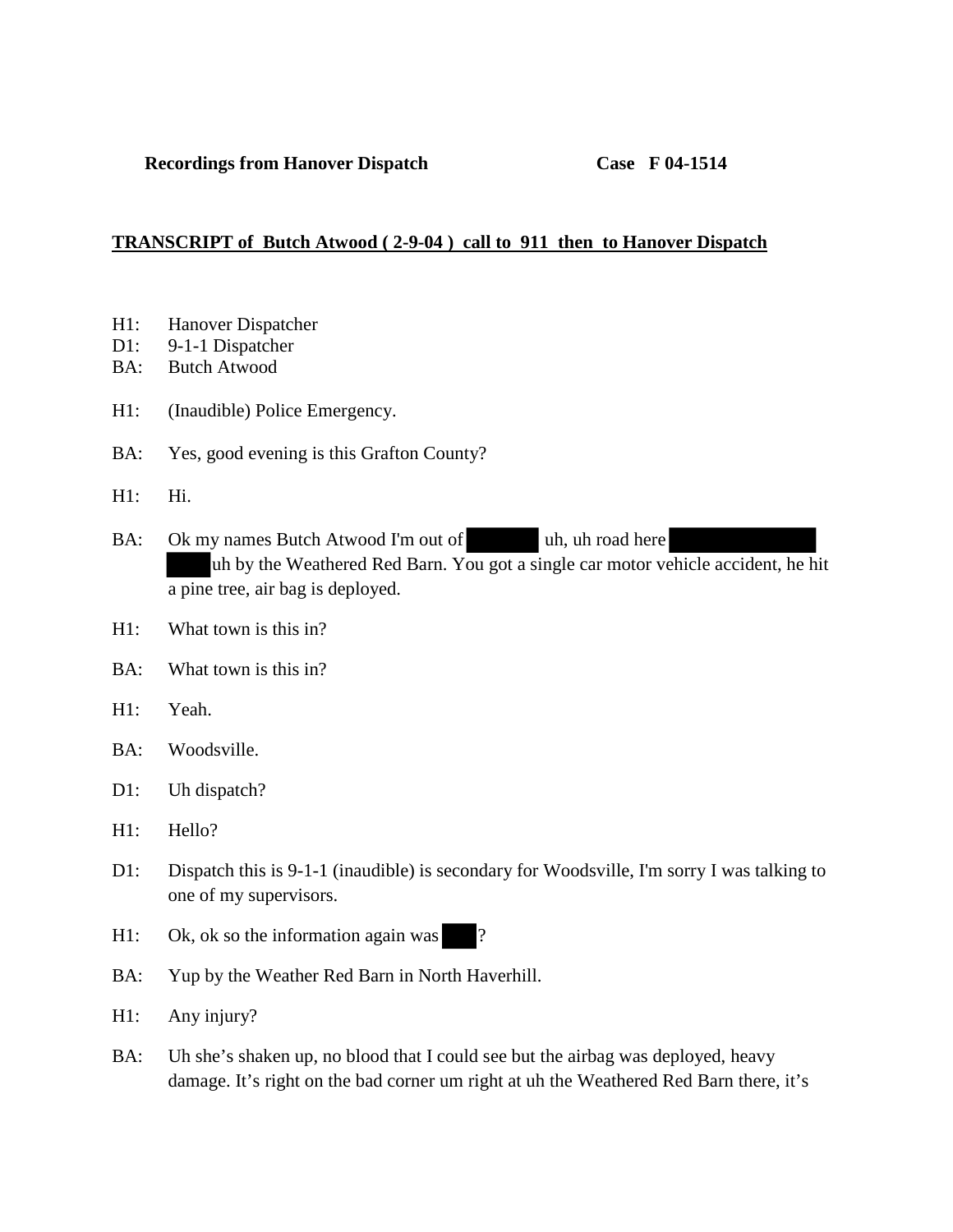**Recordings from Hanover Dispatch** **Case F 04-1514**

**TRANSCRIPT of Butch Atwood ( 2-9-04 ) call to 911 then to Hanover Dispatch**

H1: Hanover Dispatcher
D1: 9-1-1 Dispatcher
BA: Butch Atwood

H1: (Inaudible) Police Emergency.

BA: Yes, good evening is this Grafton County?

H1: Hi.

BA: Ok my names Butch Atwood I'm out of ██████ uh, uh road here ████████████ ████ uh by the Weathered Red Barn. You got a single car motor vehicle accident, he hit a pine tree, air bag is deployed.

H1: What town is this in?

BA: What town is this in?

H1: Yeah.

BA: Woodsville.

D1: Uh dispatch?

H1: Hello?

D1: Dispatch this is 9-1-1 (inaudible) is secondary for Woodsville, I'm sorry I was talking to one of my supervisors.

H1: Ok, ok so the information again was ███?

BA: Yup by the Weather Red Barn in North Haverhill.

H1: Any injury?

BA: Uh she's shaken up, no blood that I could see but the airbag was deployed, heavy damage. It's right on the bad corner um right at uh the Weathered Red Barn there, it's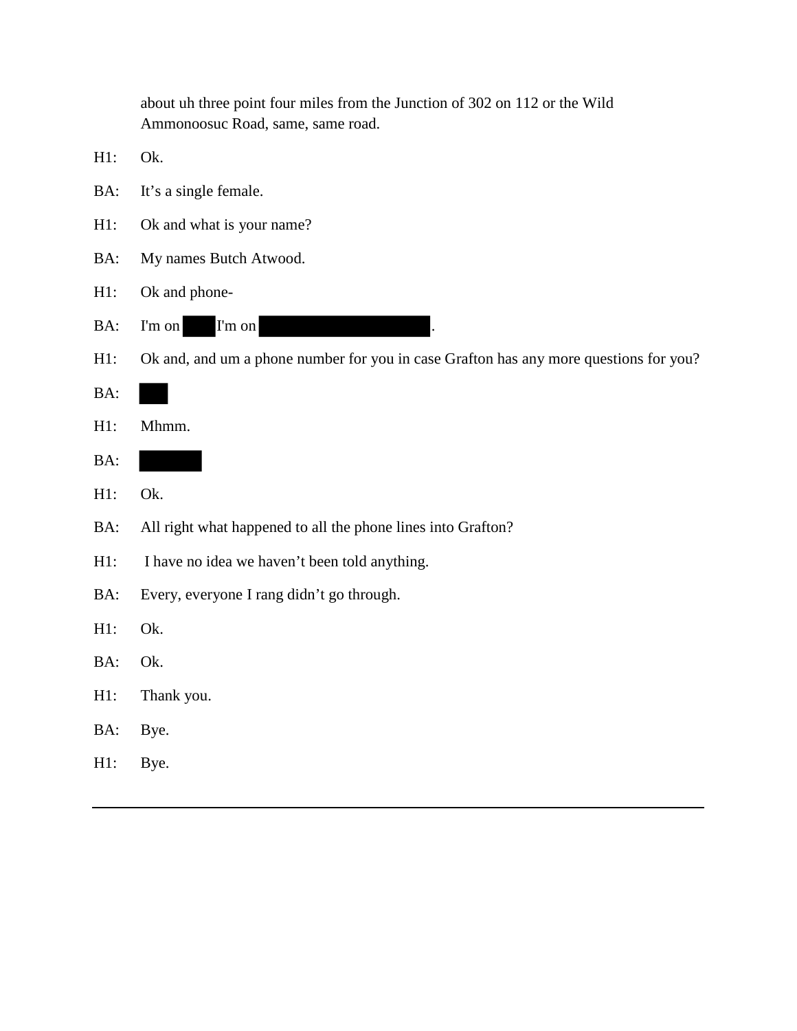about uh three point four miles from the Junction of 302 on 112 or the Wild Ammonoosuc Road, same, same road.

H1: Ok.

BA: It's a single female.

H1: Ok and what is your name?

BA: My names Butch Atwood.

H1: Ok and phone-

BA: I'm on ████ I'm on ████████████████.

H1: Ok and, and um a phone number for you in case Grafton has any more questions for you?

BA: ███

H1: Mhmm.

BA: ██████

H1: Ok.

BA: All right what happened to all the phone lines into Grafton?

H1: I have no idea we haven't been told anything.

BA: Every, everyone I rang didn't go through.

H1: Ok.

BA: Ok.

H1: Thank you.

BA: Bye.

H1: Bye.

---